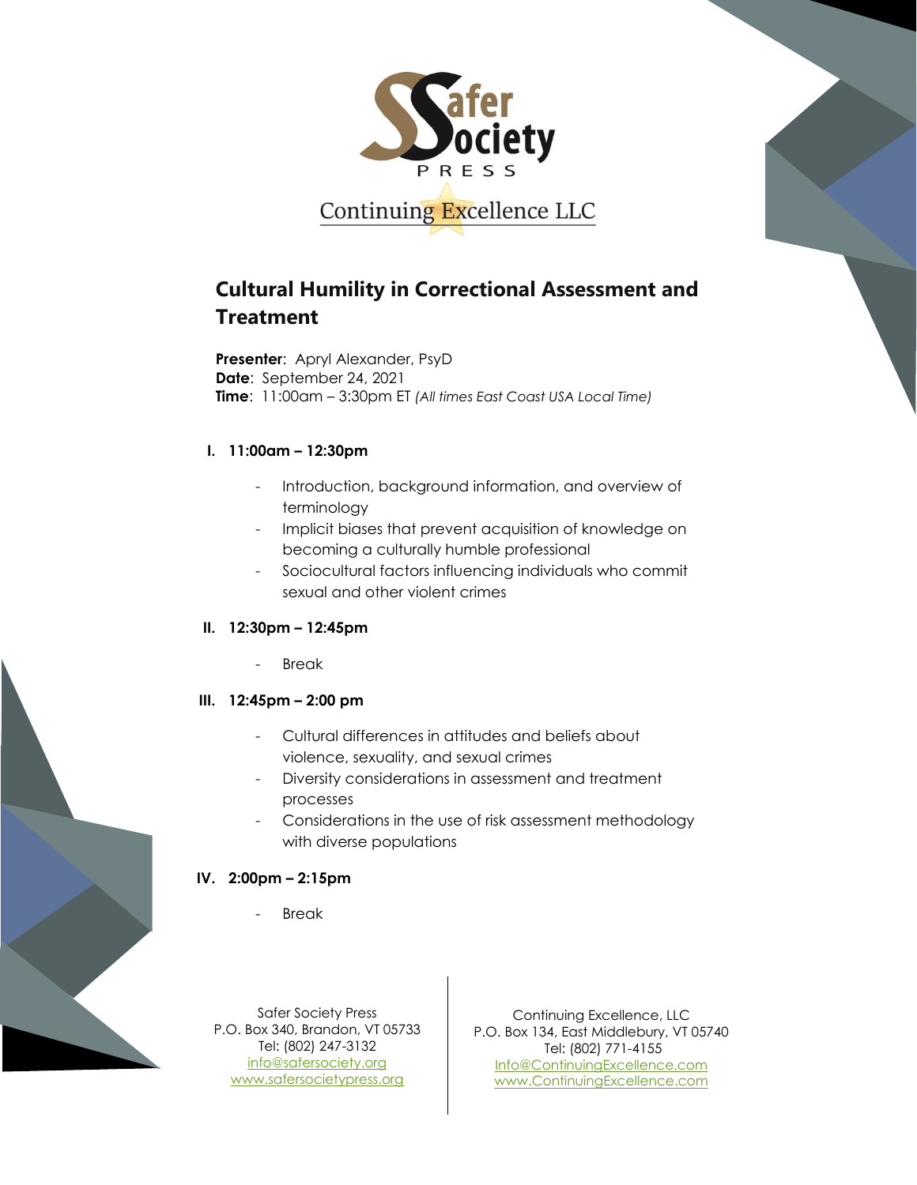Safer Society PRESS

Continuing Excellence LLC

# Cultural Humility in Correctional Assessment and Treatment

**Presenter**: Apryl Alexander, PsyD
**Date**: September 24, 2021
**Time**: 11:00am – 3:30pm ET *(All times East Coast USA Local Time)*

**I. 11:00am – 12:30pm**

- Introduction, background information, and overview of terminology
- Implicit biases that prevent acquisition of knowledge on becoming a culturally humble professional
- Sociocultural factors influencing individuals who commit sexual and other violent crimes

**II. 12:30pm – 12:45pm**

- Break

**III. 12:45pm – 2:00 pm**

- Cultural differences in attitudes and beliefs about violence, sexuality, and sexual crimes
- Diversity considerations in assessment and treatment processes
- Considerations in the use of risk assessment methodology with diverse populations

**IV. 2:00pm – 2:15pm**

- Break

Safer Society Press
P.O. Box 340, Brandon, VT 05733
Tel: (802) 247-3132
info@safersociety.org
www.safersocietypress.org

Continuing Excellence, LLC
P.O. Box 134, East Middlebury, VT 05740
Tel: (802) 771-4155
Info@ContinuingExcellence.com
www.ContinuingExcellence.com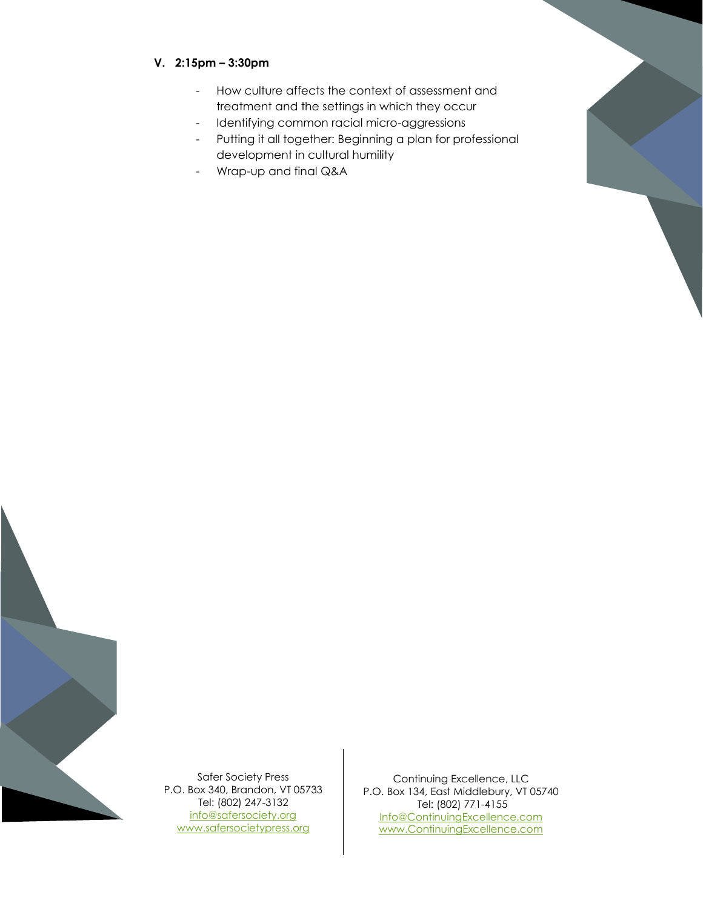**V. 2:15pm – 3:30pm**

- How culture affects the context of assessment and treatment and the settings in which they occur
- Identifying common racial micro-aggressions
- Putting it all together: Beginning a plan for professional development in cultural humility
- Wrap-up and final Q&A

Safer Society Press
P.O. Box 340, Brandon, VT 05733
Tel: (802) 247-3132
info@safersociety.org
www.safersocietypress.org

Continuing Excellence, LLC
P.O. Box 134, East Middlebury, VT 05740
Tel: (802) 771-4155
Info@ContinuingExcellence.com
www.ContinuingExcellence.com